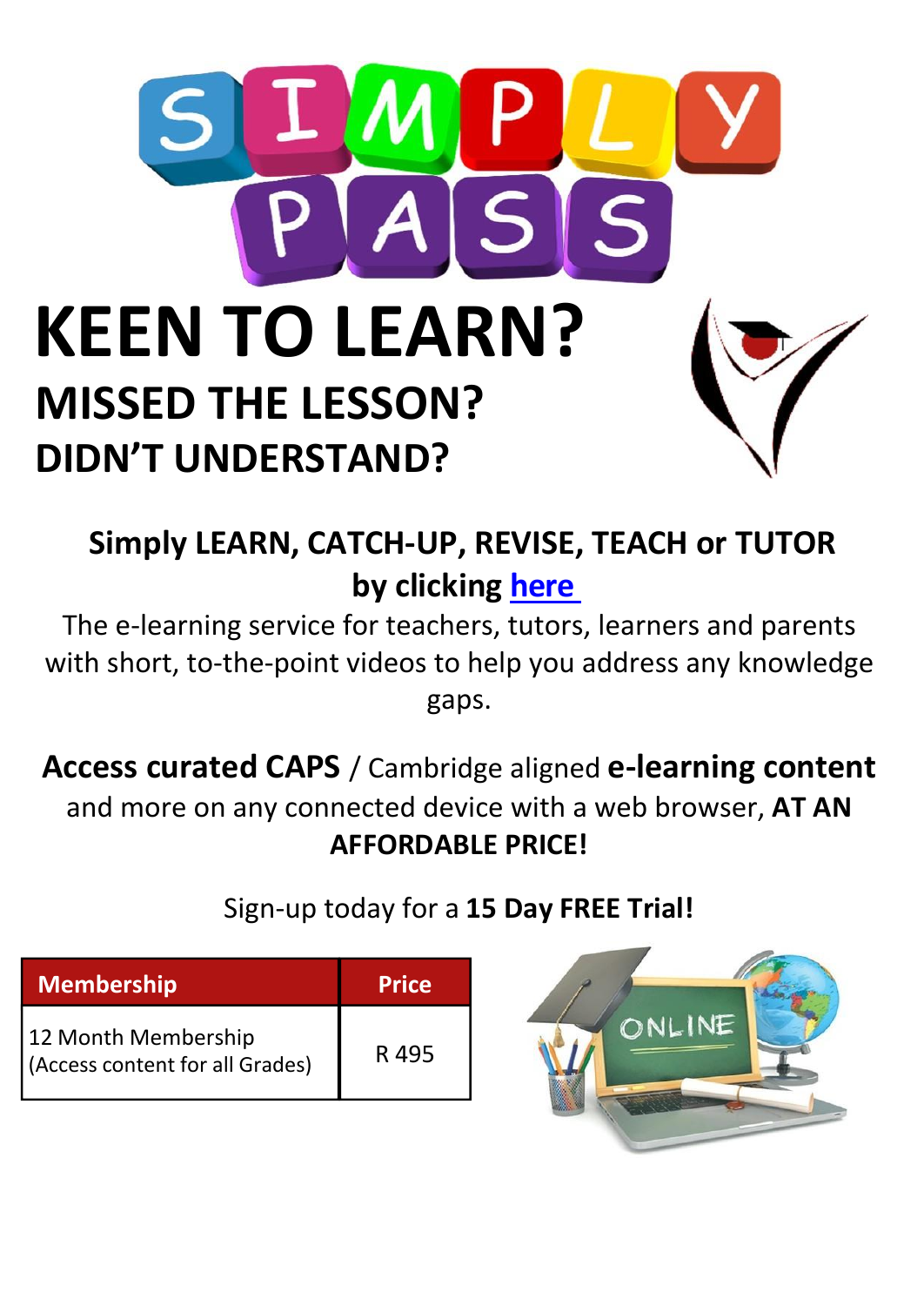# SIMPLY PASS

# KEEN TO LEARN?

## MISSED THE LESSON?

### DIDN'T UNDERSTAND?

**Simply LEARN, CATCH-UP, REVISE, TEACH or TUTOR by clicking here**

The e-learning service for teachers, tutors, learners and parents with short, to-the-point videos to help you address any knowledge gaps.

**Access curated CAPS** / Cambridge aligned **e-learning content** and more on any connected device with a web browser, **AT AN AFFORDABLE PRICE!**

Sign-up today for a **15 Day FREE Trial!**

| Membership | Price |
| --- | --- |
| 12 Month Membership (Access content for all Grades) | R 495 |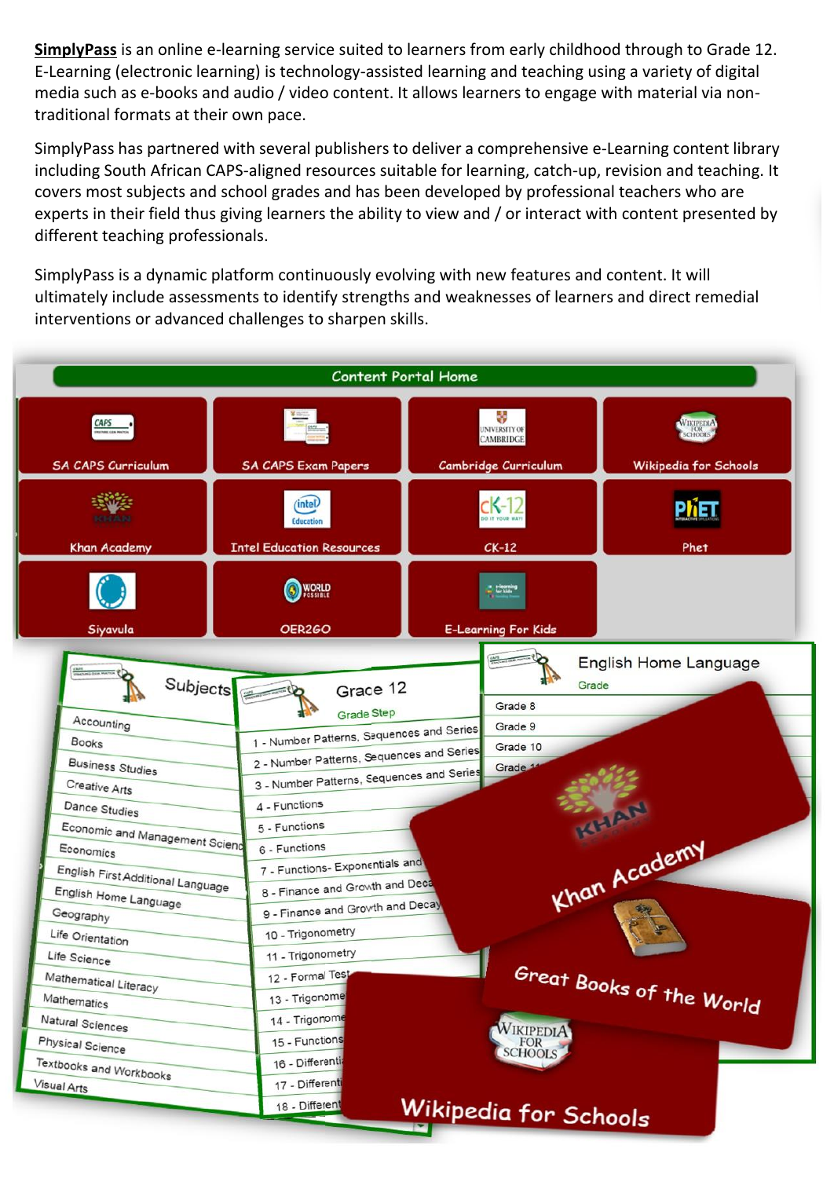**SimplyPass** is an online e-learning service suited to learners from early childhood through to Grade 12. E-Learning (electronic learning) is technology-assisted learning and teaching using a variety of digital media such as e-books and audio / video content. It allows learners to engage with material via non-traditional formats at their own pace.

SimplyPass has partnered with several publishers to deliver a comprehensive e-Learning content library including South African CAPS-aligned resources suitable for learning, catch-up, revision and teaching. It covers most subjects and school grades and has been developed by professional teachers who are experts in their field thus giving learners the ability to view and / or interact with content presented by different teaching professionals.

SimplyPass is a dynamic platform continuously evolving with new features and content. It will ultimately include assessments to identify strengths and weaknesses of learners and direct remedial interventions or advanced challenges to sharpen skills.

Content Portal Home

- SA CAPS Curriculum
- SA CAPS Exam Papers
- Cambridge Curriculum
- Wikipedia for Schools
- Khan Academy
- Intel Education Resources
- CK-12
- Phet
- Siyavula
- OER2GO
- E-Learning For Kids

**Subjects**

- Accounting
- Books
- Business Studies
- Creative Arts
- Dance Studies
- Economic and Management Science
- Economics
- English First Additional Language
- English Home Language
- Geography
- Life Orientation
- Life Science
- Mathematical Literacy
- Mathematics
- Natural Sciences
- Physical Science
- Textbooks and Workbooks
- Visual Arts

**Grade 12**

Grade Step

- 1 - Number Patterns, Sequences and Series
- 2 - Number Patterns, Sequences and Series
- 3 - Number Patterns, Sequences and Series
- 4 - Functions
- 5 - Functions
- 6 - Functions
- 7 - Functions- Exponentials and
- 8 - Finance and Growth and Deca
- 9 - Finance and Growth and Decay
- 10 - Trigonometry
- 11 - Trigonometry
- 12 - Formal Test
- 13 - Trigonome
- 14 - Trigonome
- 15 - Functions
- 16 - Differenti
- 17 - Differenti
- 18 - Different

**English Home Language**

Grade

- Grade 8
- Grade 9
- Grade 10
- Grade 11

Khan Academy

Great Books of the World

Wikipedia for Schools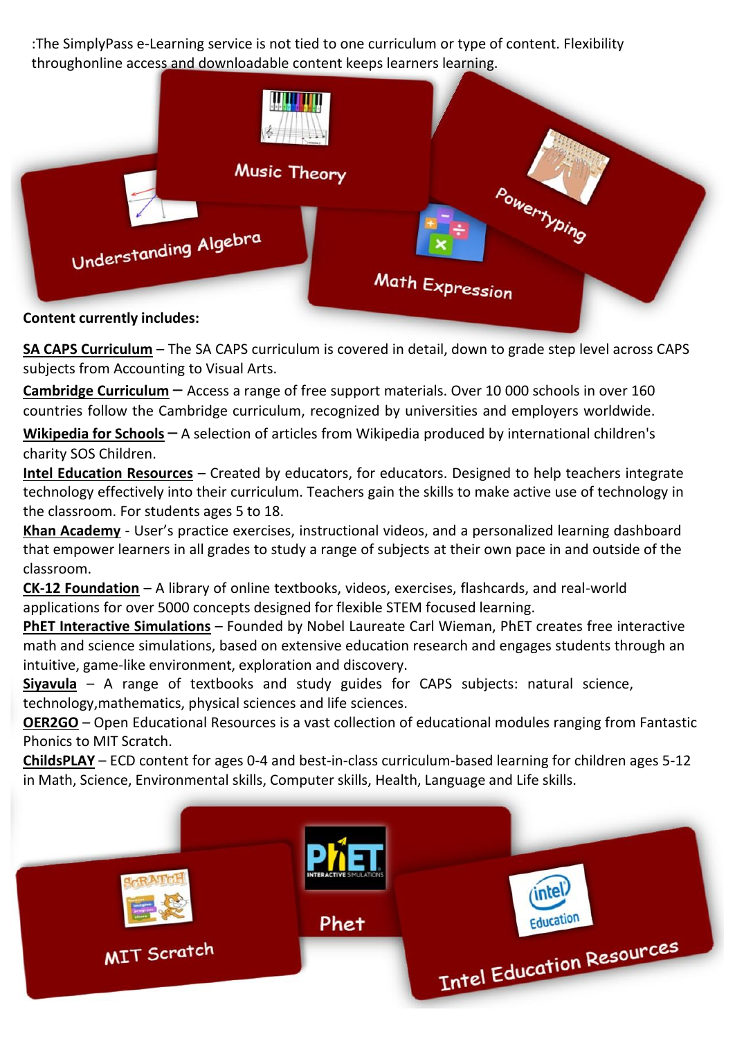:The SimplyPass e-Learning service is not tied to one curriculum or type of content. Flexibility throughonline access and downloadable content keeps learners learning.

**Content currently includes:**

**SA CAPS Curriculum** – The SA CAPS curriculum is covered in detail, down to grade step level across CAPS subjects from Accounting to Visual Arts.

**Cambridge Curriculum** – Access a range of free support materials. Over 10 000 schools in over 160 countries follow the Cambridge curriculum, recognized by universities and employers worldwide.

**Wikipedia for Schools** – A selection of articles from Wikipedia produced by international children's charity SOS Children.

**Intel Education Resources** – Created by educators, for educators. Designed to help teachers integrate technology effectively into their curriculum. Teachers gain the skills to make active use of technology in the classroom. For students ages 5 to 18.

**Khan Academy** - User's practice exercises, instructional videos, and a personalized learning dashboard that empower learners in all grades to study a range of subjects at their own pace in and outside of the classroom.

**CK-12 Foundation** – A library of online textbooks, videos, exercises, flashcards, and real-world applications for over 5000 concepts designed for flexible STEM focused learning.

**PhET Interactive Simulations** – Founded by Nobel Laureate Carl Wieman, PhET creates free interactive math and science simulations, based on extensive education research and engages students through an intuitive, game-like environment, exploration and discovery.

**Siyavula** – A range of textbooks and study guides for CAPS subjects: natural science, technology,mathematics, physical sciences and life sciences.

**OER2GO** – Open Educational Resources is a vast collection of educational modules ranging from Fantastic Phonics to MIT Scratch.

**ChildsPLAY** – ECD content for ages 0-4 and best-in-class curriculum-based learning for children ages 5-12 in Math, Science, Environmental skills, Computer skills, Health, Language and Life skills.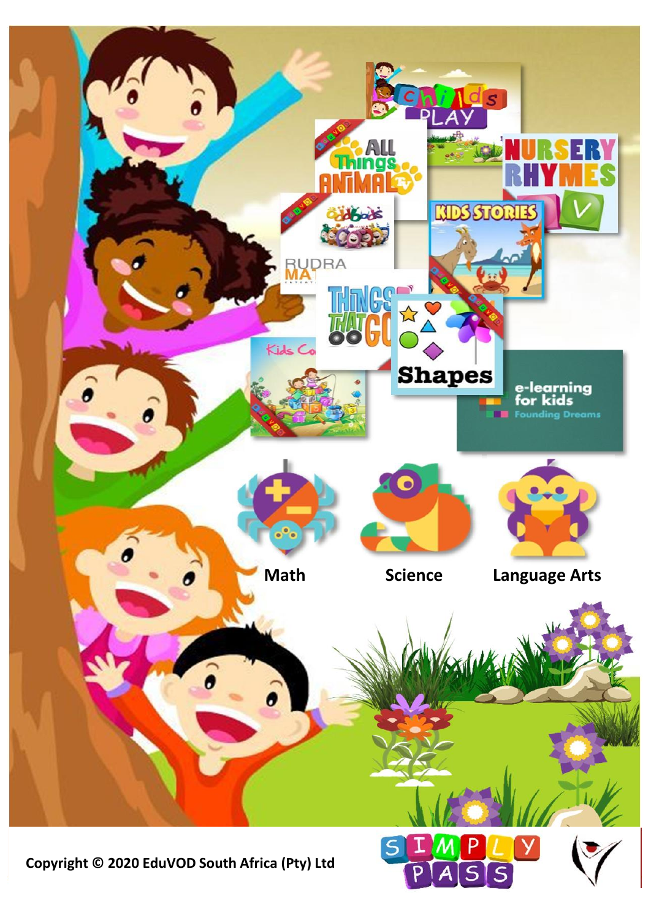Math

Science

Language Arts

Copyright © 2020 EduVOD South Africa (Pty) Ltd